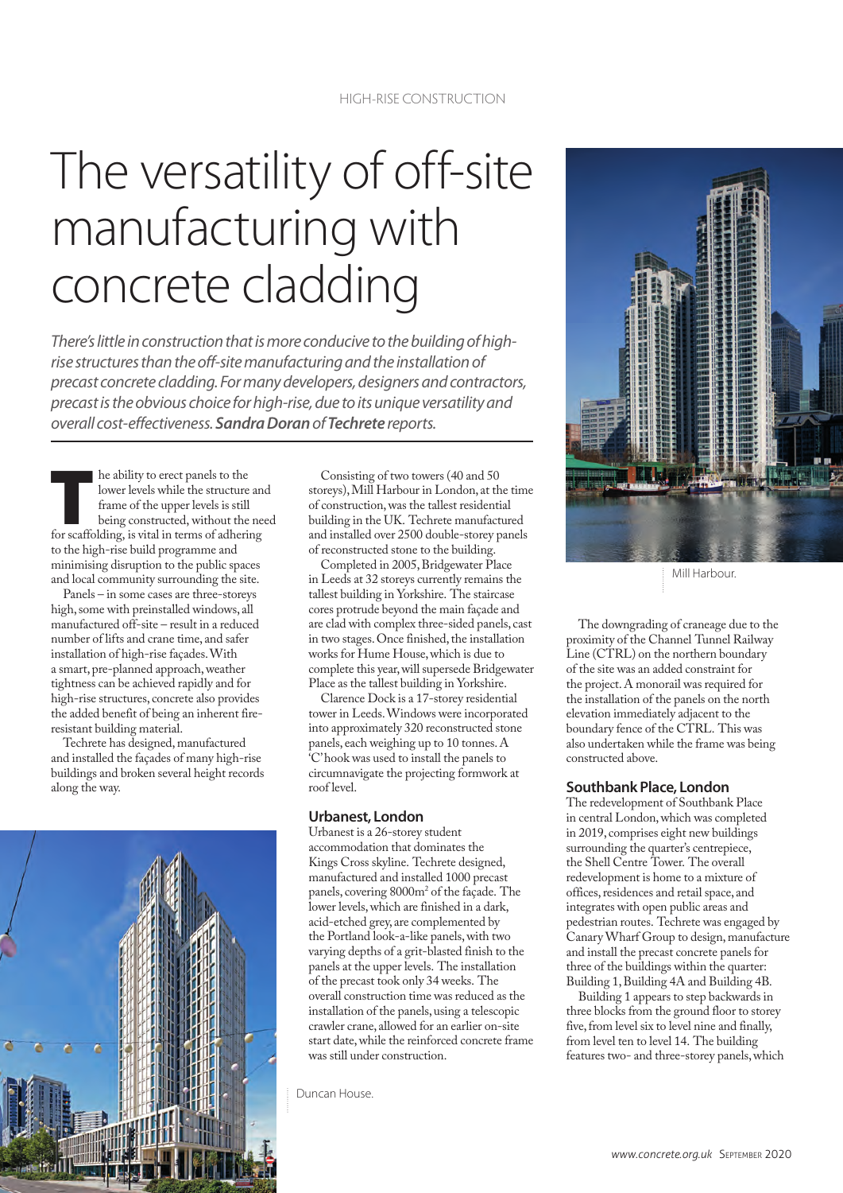# The versatility of off-site manufacturing with concrete cladding

*There's little in construction that is more conducive to the building of high-rise structures than the off-site manufacturing and the installation of precast concrete cladding. For many developers, designers and contractors, precast is the obvious choice for high-rise, due to its unique versatility and overall cost-effectiveness.* ***Sandra Doran*** *of* ***Techrete*** *reports.*

The ability to erect panels to the lower levels while the structure and frame of the upper levels is still being constructed, without the need for scaffolding, is vital in terms of adhering to the high-rise build programme and minimising disruption to the public spaces and local community surrounding the site.

Panels – in some cases are three-storeys high, some with preinstalled windows, all manufactured off-site – result in a reduced number of lifts and crane time, and safer installation of high-rise façades. With a smart, pre-planned approach, weather tightness can be achieved rapidly and for high-rise structures, concrete also provides the added benefit of being an inherent fire-resistant building material.

Techrete has designed, manufactured and installed the façades of many high-rise buildings and broken several height records along the way.

Consisting of two towers (40 and 50 storeys), Mill Harbour in London, at the time of construction, was the tallest residential building in the UK. Techrete manufactured and installed over 2500 double-storey panels of reconstructed stone to the building.

Completed in 2005, Bridgewater Place in Leeds at 32 storeys currently remains the tallest building in Yorkshire. The staircase cores protrude beyond the main façade and are clad with complex three-sided panels, cast in two stages. Once finished, the installation works for Hume House, which is due to complete this year, will supersede Bridgewater Place as the tallest building in Yorkshire.

Clarence Dock is a 17-storey residential tower in Leeds. Windows were incorporated into approximately 320 reconstructed stone panels, each weighing up to 10 tonnes. A 'C' hook was used to install the panels to circumnavigate the projecting formwork at roof level.

## Urbanest, London

Urbanest is a 26-storey student accommodation that dominates the Kings Cross skyline. Techrete designed, manufactured and installed 1000 precast panels, covering 8000m$^2$ of the façade. The lower levels, which are finished in a dark, acid-etched grey, are complemented by the Portland look-a-like panels, with two varying depths of a grit-blasted finish to the panels at the upper levels. The installation of the precast took only 34 weeks. The overall construction time was reduced as the installation of the panels, using a telescopic crawler crane, allowed for an earlier on-site start date, while the reinforced concrete frame was still under construction.

Duncan House.

Mill Harbour.

The downgrading of craneage due to the proximity of the Channel Tunnel Railway Line (CTRL) on the northern boundary of the site was an added constraint for the project. A monorail was required for the installation of the panels on the north elevation immediately adjacent to the boundary fence of the CTRL. This was also undertaken while the frame was being constructed above.

## Southbank Place, London

The redevelopment of Southbank Place in central London, which was completed in 2019, comprises eight new buildings surrounding the quarter's centrepiece, the Shell Centre Tower. The overall redevelopment is home to a mixture of offices, residences and retail space, and integrates with open public areas and pedestrian routes. Techrete was engaged by Canary Wharf Group to design, manufacture and install the precast concrete panels for three of the buildings within the quarter: Building 1, Building 4A and Building 4B.

Building 1 appears to step backwards in three blocks from the ground floor to storey five, from level six to level nine and finally, from level ten to level 14. The building features two- and three-storey panels, which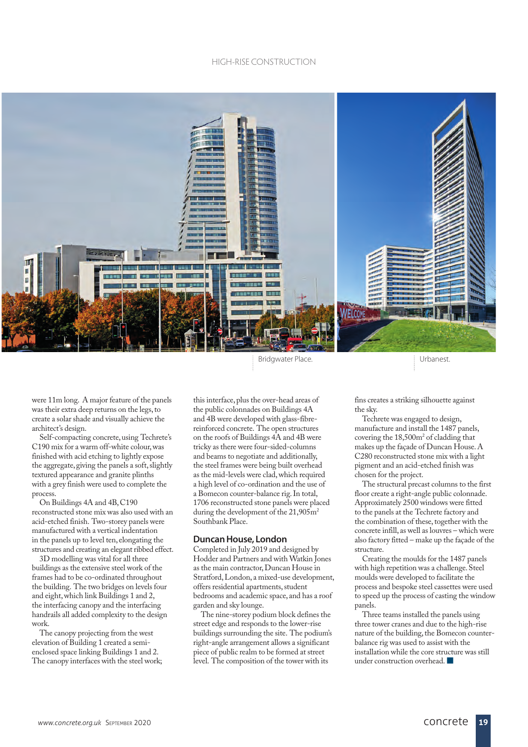Bridgwater Place.

Urbanest.

were 11m long. A major feature of the panels was their extra deep returns on the legs, to create a solar shade and visually achieve the architect's design.

Self-compacting concrete, using Techrete's C190 mix for a warm off-white colour, was finished with acid etching to lightly expose the aggregate, giving the panels a soft, slightly textured appearance and granite plinths with a grey finish were used to complete the process.

On Buildings 4A and 4B, C190 reconstructed stone mix was also used with an acid-etched finish. Two-storey panels were manufactured with a vertical indentation in the panels up to level ten, elongating the structures and creating an elegant ribbed effect.

3D modelling was vital for all three buildings as the extensive steel work of the frames had to be co-ordinated throughout the building. The two bridges on levels four and eight, which link Buildings 1 and 2, the interfacing canopy and the interfacing handrails all added complexity to the design work.

The canopy projecting from the west elevation of Building 1 created a semi-enclosed space linking Buildings 1 and 2. The canopy interfaces with the steel work; this interface, plus the over-head areas of the public colonnades on Buildings 4A and 4B were developed with glass-fibre-reinforced concrete. The open structures on the roofs of Buildings 4A and 4B were tricky as there were four-sided-columns and beams to negotiate and additionally, the steel frames were being built overhead as the mid-levels were clad, which required a high level of co-ordination and the use of a Bomecon counter-balance rig. In total, 1706 reconstructed stone panels were placed during the development of the 21,905m$^2$ Southbank Place.

## Duncan House, London

Completed in July 2019 and designed by Hodder and Partners and with Watkin Jones as the main contractor, Duncan House in Stratford, London, a mixed-use development, offers residential apartments, student bedrooms and academic space, and has a roof garden and sky lounge.

The nine-storey podium block defines the street edge and responds to the lower-rise buildings surrounding the site. The podium's right-angle arrangement allows a significant piece of public realm to be formed at street level. The composition of the tower with its fins creates a striking silhouette against the sky.

Techrete was engaged to design, manufacture and install the 1487 panels, covering the 18,500m$^2$ of cladding that makes up the façade of Duncan House. A C280 reconstructed stone mix with a light pigment and an acid-etched finish was chosen for the project.

The structural precast columns to the first floor create a right-angle public colonnade. Approximately 2500 windows were fitted to the panels at the Techrete factory and the combination of these, together with the concrete infill, as well as louvres – which were also factory fitted – make up the façade of the structure.

Creating the moulds for the 1487 panels with high repetition was a challenge. Steel moulds were developed to facilitate the process and bespoke steel cassettes were used to speed up the process of casting the window panels.

Three teams installed the panels using three tower cranes and due to the high-rise nature of the building, the Bomecon counter-balance rig was used to assist with the installation while the core structure was still under construction overhead. ■